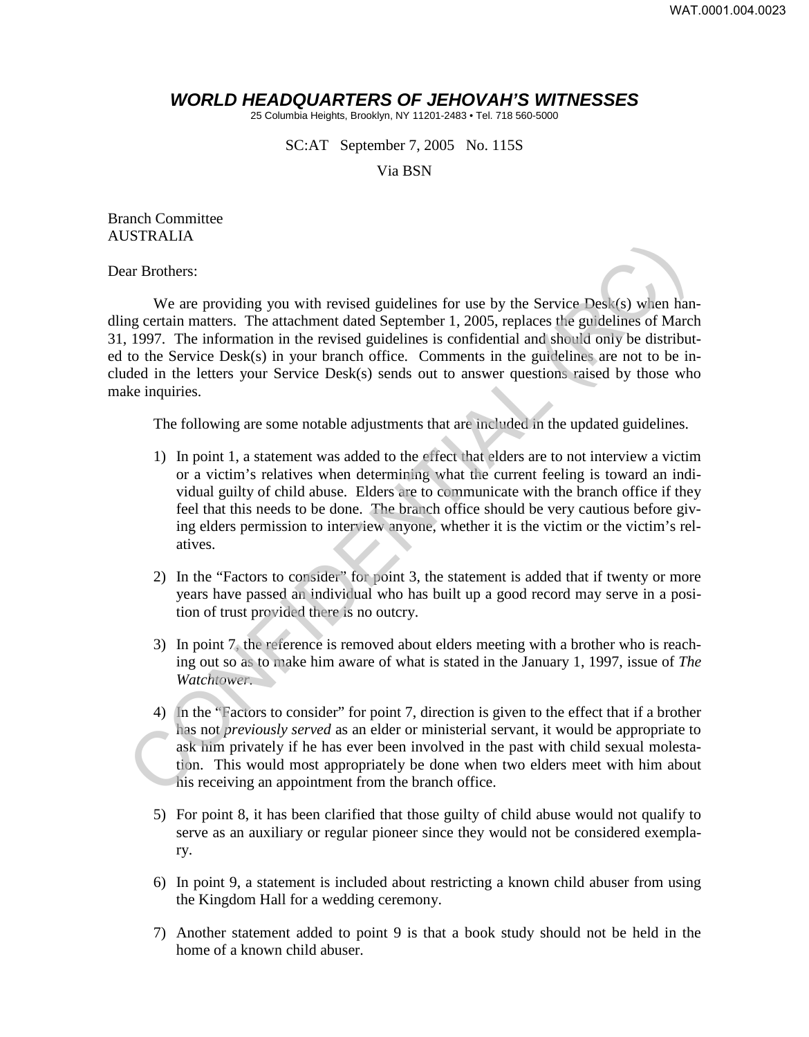WAT.0001.004.0023

# *WORLD HEADQUARTERS OF JEHOVAH'S WITNESSES*

25 Columbia Heights, Brooklyn, NY 11201-2483 • Tel. 718 560-5000

SC:AT September 7, 2005 No. 115S

Via BSN

Branch Committee
AUSTRALIA

Dear Brothers:

We are providing you with revised guidelines for use by the Service Desk(s) when handling certain matters. The attachment dated September 1, 2005, replaces the guidelines of March 31, 1997. The information in the revised guidelines is confidential and should only be distributed to the Service Desk(s) in your branch office. Comments in the guidelines are not to be included in the letters your Service Desk(s) sends out to answer questions raised by those who make inquiries.

The following are some notable adjustments that are included in the updated guidelines.

1) In point 1, a statement was added to the effect that elders are to not interview a victim or a victim's relatives when determining what the current feeling is toward an individual guilty of child abuse. Elders are to communicate with the branch office if they feel that this needs to be done. The branch office should be very cautious before giving elders permission to interview anyone, whether it is the victim or the victim's relatives.

2) In the "Factors to consider" for point 3, the statement is added that if twenty or more years have passed an individual who has built up a good record may serve in a position of trust provided there is no outcry.

3) In point 7, the reference is removed about elders meeting with a brother who is reaching out so as to make him aware of what is stated in the January 1, 1997, issue of *The Watchtower*.

4) In the "Factors to consider" for point 7, direction is given to the effect that if a brother has not *previously served* as an elder or ministerial servant, it would be appropriate to ask him privately if he has ever been involved in the past with child sexual molestation. This would most appropriately be done when two elders meet with him about his receiving an appointment from the branch office.

5) For point 8, it has been clarified that those guilty of child abuse would not qualify to serve as an auxiliary or regular pioneer since they would not be considered exemplary.

6) In point 9, a statement is included about restricting a known child abuser from using the Kingdom Hall for a wedding ceremony.

7) Another statement added to point 9 is that a book study should not be held in the home of a known child abuser.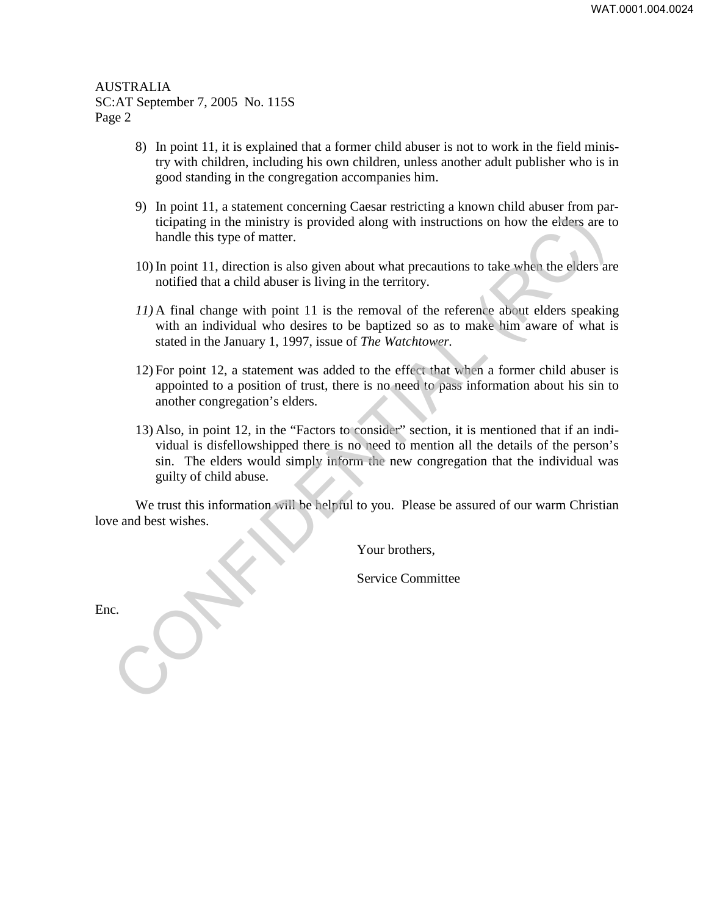AUSTRALIA
SC:AT September 7, 2005 No. 115S
Page 2

8) In point 11, it is explained that a former child abuser is not to work in the field ministry with children, including his own children, unless another adult publisher who is in good standing in the congregation accompanies him.

9) In point 11, a statement concerning Caesar restricting a known child abuser from participating in the ministry is provided along with instructions on how the elders are to handle this type of matter.

10) In point 11, direction is also given about what precautions to take when the elders are notified that a child abuser is living in the territory.

*11)* A final change with point 11 is the removal of the reference about elders speaking with an individual who desires to be baptized so as to make him aware of what is stated in the January 1, 1997, issue of *The Watchtower.*

12) For point 12, a statement was added to the effect that when a former child abuser is appointed to a position of trust, there is no need to pass information about his sin to another congregation's elders.

13) Also, in point 12, in the "Factors to consider" section, it is mentioned that if an individual is disfellowshipped there is no need to mention all the details of the person's sin. The elders would simply inform the new congregation that the individual was guilty of child abuse.

We trust this information will be helpful to you. Please be assured of our warm Christian love and best wishes.

Your brothers,

Service Committee

Enc.